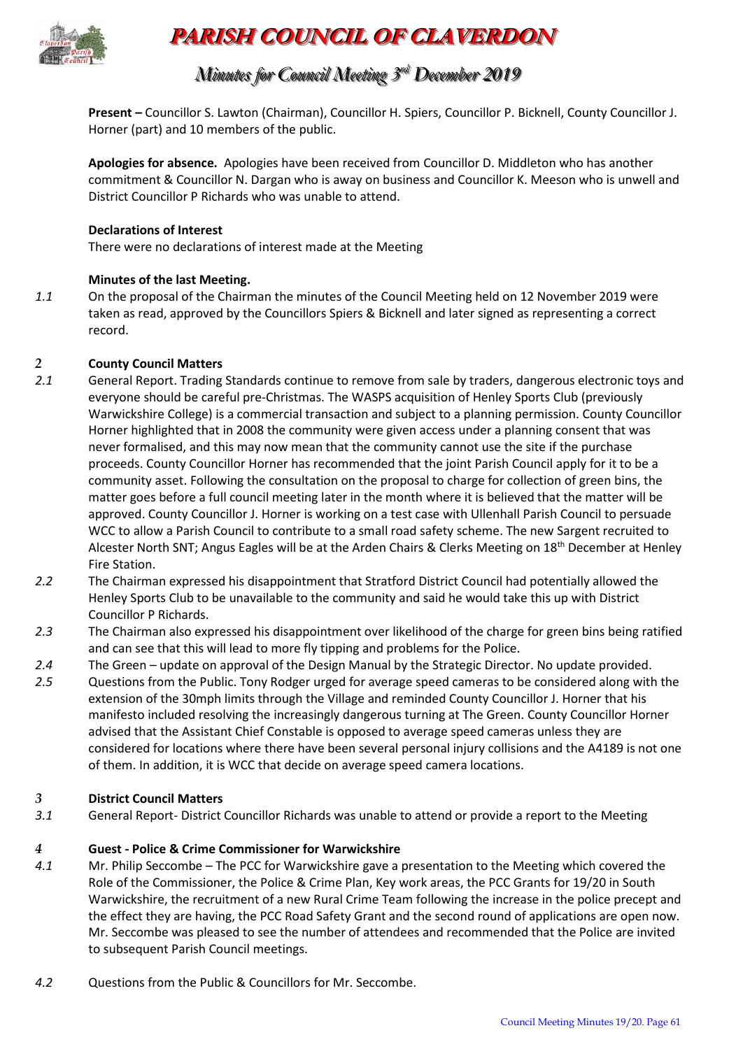# PARISH COUNCIL OF CLAVERDON

## Minutes for Council Meeting 3rd December 2019

**Present –** Councillor S. Lawton (Chairman), Councillor H. Spiers, Councillor P. Bicknell, County Councillor J. Horner (part) and 10 members of the public.

**Apologies for absence.** Apologies have been received from Councillor D. Middleton who has another commitment & Councillor N. Dargan who is away on business and Councillor K. Meeson who is unwell and District Councillor P Richards who was unable to attend.

**Declarations of Interest**

There were no declarations of interest made at the Meeting

**Minutes of the last Meeting.**

*1.1* On the proposal of the Chairman the minutes of the Council Meeting held on 12 November 2019 were taken as read, approved by the Councillors Spiers & Bicknell and later signed as representing a correct record.

*2* **County Council Matters**

*2.1* General Report. Trading Standards continue to remove from sale by traders, dangerous electronic toys and everyone should be careful pre-Christmas. The WASPS acquisition of Henley Sports Club (previously Warwickshire College) is a commercial transaction and subject to a planning permission. County Councillor Horner highlighted that in 2008 the community were given access under a planning consent that was never formalised, and this may now mean that the community cannot use the site if the purchase proceeds. County Councillor Horner has recommended that the joint Parish Council apply for it to be a community asset. Following the consultation on the proposal to charge for collection of green bins, the matter goes before a full council meeting later in the month where it is believed that the matter will be approved. County Councillor J. Horner is working on a test case with Ullenhall Parish Council to persuade WCC to allow a Parish Council to contribute to a small road safety scheme. The new Sargent recruited to Alcester North SNT; Angus Eagles will be at the Arden Chairs & Clerks Meeting on 18th December at Henley Fire Station.

*2.2* The Chairman expressed his disappointment that Stratford District Council had potentially allowed the Henley Sports Club to be unavailable to the community and said he would take this up with District Councillor P Richards.

*2.3* The Chairman also expressed his disappointment over likelihood of the charge for green bins being ratified and can see that this will lead to more fly tipping and problems for the Police.

*2.4* The Green – update on approval of the Design Manual by the Strategic Director. No update provided.

*2.5* Questions from the Public. Tony Rodger urged for average speed cameras to be considered along with the extension of the 30mph limits through the Village and reminded County Councillor J. Horner that his manifesto included resolving the increasingly dangerous turning at The Green. County Councillor Horner advised that the Assistant Chief Constable is opposed to average speed cameras unless they are considered for locations where there have been several personal injury collisions and the A4189 is not one of them. In addition, it is WCC that decide on average speed camera locations.

*3* **District Council Matters**

*3.1* General Report- District Councillor Richards was unable to attend or provide a report to the Meeting

*4* **Guest - Police & Crime Commissioner for Warwickshire**

*4.1* Mr. Philip Seccombe – The PCC for Warwickshire gave a presentation to the Meeting which covered the Role of the Commissioner, the Police & Crime Plan, Key work areas, the PCC Grants for 19/20 in South Warwickshire, the recruitment of a new Rural Crime Team following the increase in the police precept and the effect they are having, the PCC Road Safety Grant and the second round of applications are open now. Mr. Seccombe was pleased to see the number of attendees and recommended that the Police are invited to subsequent Parish Council meetings.

*4.2* Questions from the Public & Councillors for Mr. Seccombe.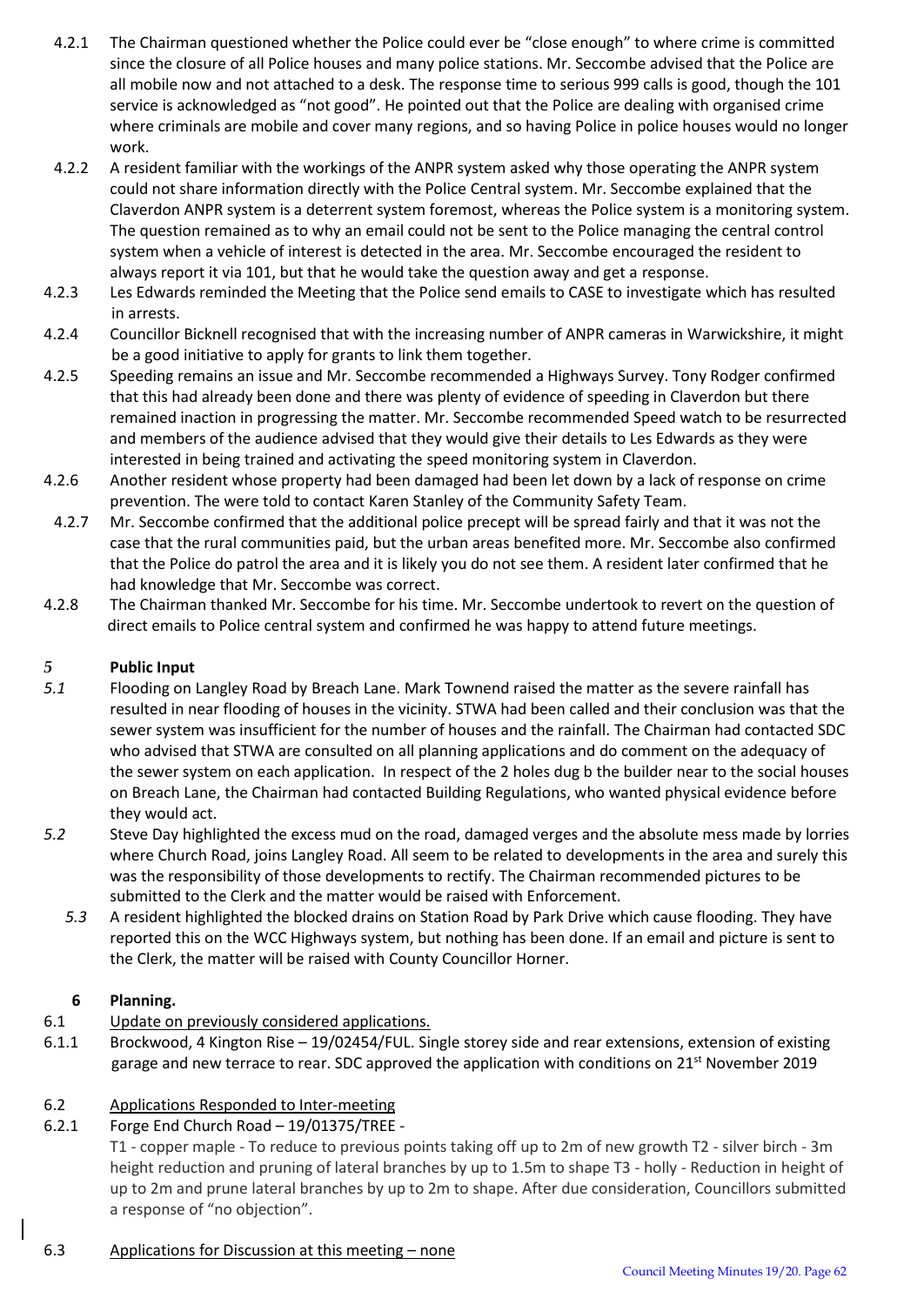4.2.1 The Chairman questioned whether the Police could ever be "close enough" to where crime is committed since the closure of all Police houses and many police stations. Mr. Seccombe advised that the Police are all mobile now and not attached to a desk. The response time to serious 999 calls is good, though the 101 service is acknowledged as "not good". He pointed out that the Police are dealing with organised crime where criminals are mobile and cover many regions, and so having Police in police houses would no longer work.

4.2.2 A resident familiar with the workings of the ANPR system asked why those operating the ANPR system could not share information directly with the Police Central system. Mr. Seccombe explained that the Claverdon ANPR system is a deterrent system foremost, whereas the Police system is a monitoring system. The question remained as to why an email could not be sent to the Police managing the central control system when a vehicle of interest is detected in the area. Mr. Seccombe encouraged the resident to always report it via 101, but that he would take the question away and get a response.

4.2.3 Les Edwards reminded the Meeting that the Police send emails to CASE to investigate which has resulted in arrests.

4.2.4 Councillor Bicknell recognised that with the increasing number of ANPR cameras in Warwickshire, it might be a good initiative to apply for grants to link them together.

4.2.5 Speeding remains an issue and Mr. Seccombe recommended a Highways Survey. Tony Rodger confirmed that this had already been done and there was plenty of evidence of speeding in Claverdon but there remained inaction in progressing the matter. Mr. Seccombe recommended Speed watch to be resurrected and members of the audience advised that they would give their details to Les Edwards as they were interested in being trained and activating the speed monitoring system in Claverdon.

4.2.6 Another resident whose property had been damaged had been let down by a lack of response on crime prevention. The were told to contact Karen Stanley of the Community Safety Team.

4.2.7 Mr. Seccombe confirmed that the additional police precept will be spread fairly and that it was not the case that the rural communities paid, but the urban areas benefited more. Mr. Seccombe also confirmed that the Police do patrol the area and it is likely you do not see them. A resident later confirmed that he had knowledge that Mr. Seccombe was correct.

4.2.8 The Chairman thanked Mr. Seccombe for his time. Mr. Seccombe undertook to revert on the question of direct emails to Police central system and confirmed he was happy to attend future meetings.

## *5* Public Input

*5.1* Flooding on Langley Road by Breach Lane. Mark Townend raised the matter as the severe rainfall has resulted in near flooding of houses in the vicinity. STWA had been called and their conclusion was that the sewer system was insufficient for the number of houses and the rainfall. The Chairman had contacted SDC who advised that STWA are consulted on all planning applications and do comment on the adequacy of the sewer system on each application. In respect of the 2 holes dug b the builder near to the social houses on Breach Lane, the Chairman had contacted Building Regulations, who wanted physical evidence before they would act.

*5.2* Steve Day highlighted the excess mud on the road, damaged verges and the absolute mess made by lorries where Church Road, joins Langley Road. All seem to be related to developments in the area and surely this was the responsibility of those developments to rectify. The Chairman recommended pictures to be submitted to the Clerk and the matter would be raised with Enforcement.

*5.3* A resident highlighted the blocked drains on Station Road by Park Drive which cause flooding. They have reported this on the WCC Highways system, but nothing has been done. If an email and picture is sent to the Clerk, the matter will be raised with County Councillor Horner.

## 6 Planning.

6.1 Update on previously considered applications.

6.1.1 Brockwood, 4 Kington Rise – 19/02454/FUL. Single storey side and rear extensions, extension of existing garage and new terrace to rear. SDC approved the application with conditions on 21st November 2019

6.2 Applications Responded to Inter-meeting

6.2.1 Forge End Church Road – 19/01375/TREE -

T1 - copper maple - To reduce to previous points taking off up to 2m of new growth T2 - silver birch - 3m height reduction and pruning of lateral branches by up to 1.5m to shape T3 - holly - Reduction in height of up to 2m and prune lateral branches by up to 2m to shape. After due consideration, Councillors submitted a response of "no objection".

6.3 Applications for Discussion at this meeting – none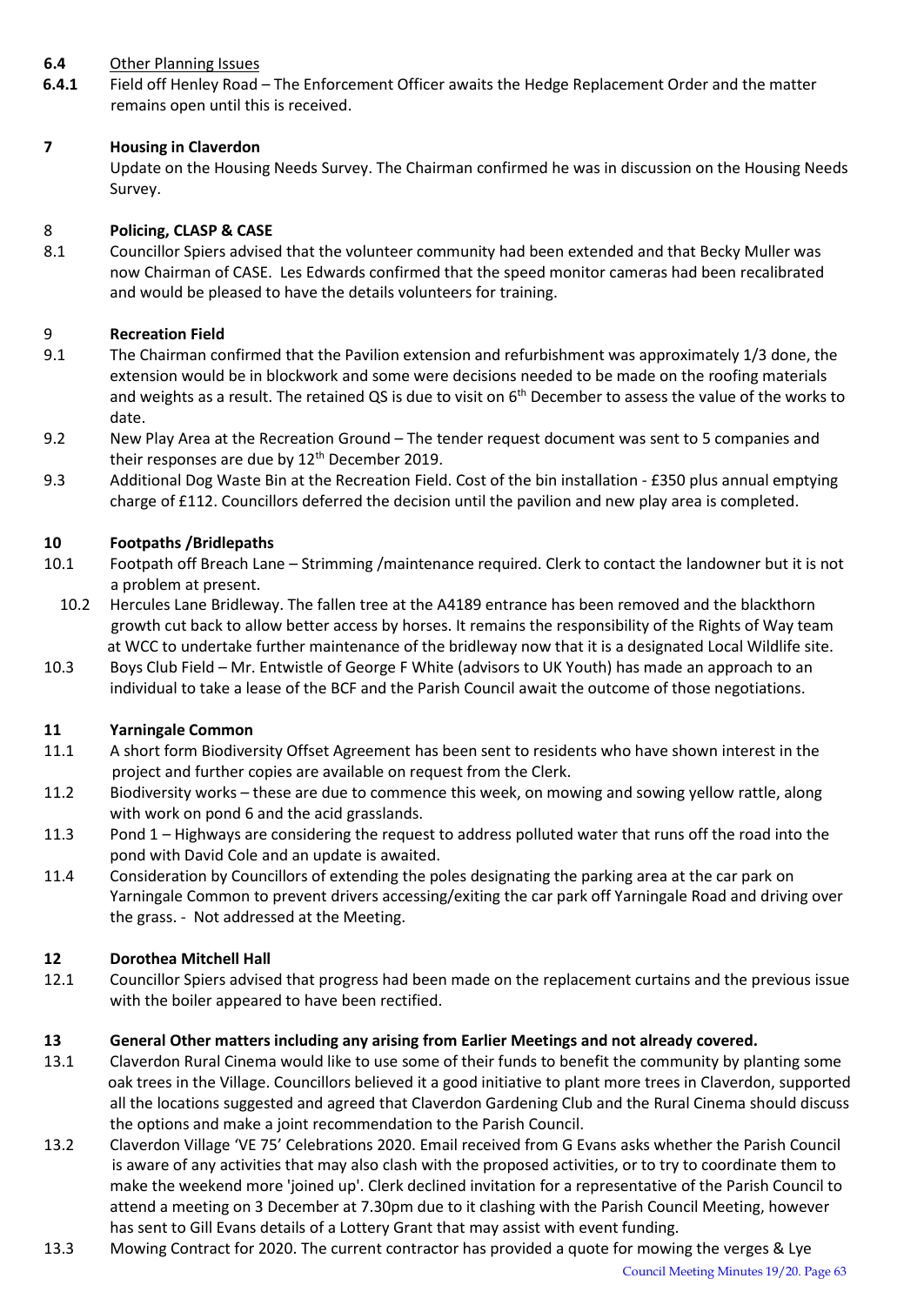**6.4** <u>Other Planning Issues</u>

**6.4.1** Field off Henley Road – The Enforcement Officer awaits the Hedge Replacement Order and the matter remains open until this is received.

**7 Housing in Claverdon**

Update on the Housing Needs Survey. The Chairman confirmed he was in discussion on the Housing Needs Survey.

8 **Policing, CLASP & CASE**

8.1 Councillor Spiers advised that the volunteer community had been extended and that Becky Muller was now Chairman of CASE. Les Edwards confirmed that the speed monitor cameras had been recalibrated and would be pleased to have the details volunteers for training.

9 **Recreation Field**

9.1 The Chairman confirmed that the Pavilion extension and refurbishment was approximately 1/3 done, the extension would be in blockwork and some were decisions needed to be made on the roofing materials and weights as a result. The retained QS is due to visit on 6th December to assess the value of the works to date.

9.2 New Play Area at the Recreation Ground – The tender request document was sent to 5 companies and their responses are due by 12th December 2019.

9.3 Additional Dog Waste Bin at the Recreation Field. Cost of the bin installation - £350 plus annual emptying charge of £112. Councillors deferred the decision until the pavilion and new play area is completed.

**10 Footpaths /Bridlepaths**

10.1 Footpath off Breach Lane – Strimming /maintenance required. Clerk to contact the landowner but it is not a problem at present.

10.2 Hercules Lane Bridleway. The fallen tree at the A4189 entrance has been removed and the blackthorn growth cut back to allow better access by horses. It remains the responsibility of the Rights of Way team at WCC to undertake further maintenance of the bridleway now that it is a designated Local Wildlife site.

10.3 Boys Club Field – Mr. Entwistle of George F White (advisors to UK Youth) has made an approach to an individual to take a lease of the BCF and the Parish Council await the outcome of those negotiations.

**11 Yarningale Common**

11.1 A short form Biodiversity Offset Agreement has been sent to residents who have shown interest in the project and further copies are available on request from the Clerk.

11.2 Biodiversity works – these are due to commence this week, on mowing and sowing yellow rattle, along with work on pond 6 and the acid grasslands.

11.3 Pond 1 – Highways are considering the request to address polluted water that runs off the road into the pond with David Cole and an update is awaited.

11.4 Consideration by Councillors of extending the poles designating the parking area at the car park on Yarningale Common to prevent drivers accessing/exiting the car park off Yarningale Road and driving over the grass. - Not addressed at the Meeting.

**12 Dorothea Mitchell Hall**

12.1 Councillor Spiers advised that progress had been made on the replacement curtains and the previous issue with the boiler appeared to have been rectified.

**13 General Other matters including any arising from Earlier Meetings and not already covered.**

13.1 Claverdon Rural Cinema would like to use some of their funds to benefit the community by planting some oak trees in the Village. Councillors believed it a good initiative to plant more trees in Claverdon, supported all the locations suggested and agreed that Claverdon Gardening Club and the Rural Cinema should discuss the options and make a joint recommendation to the Parish Council.

13.2 Claverdon Village 'VE 75' Celebrations 2020. Email received from G Evans asks whether the Parish Council is aware of any activities that may also clash with the proposed activities, or to try to coordinate them to make the weekend more 'joined up'. Clerk declined invitation for a representative of the Parish Council to attend a meeting on 3 December at 7.30pm due to it clashing with the Parish Council Meeting, however has sent to Gill Evans details of a Lottery Grant that may assist with event funding.

13.3 Mowing Contract for 2020. The current contractor has provided a quote for mowing the verges & Lye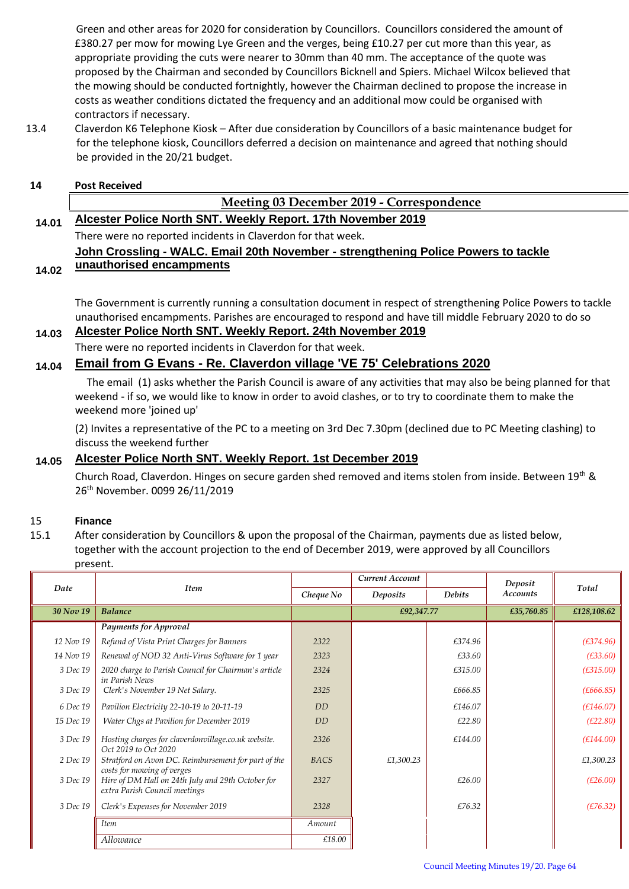Green and other areas for 2020 for consideration by Councillors. Councillors considered the amount of £380.27 per mow for mowing Lye Green and the verges, being £10.27 per cut more than this year, as appropriate providing the cuts were nearer to 30mm than 40 mm. The acceptance of the quote was proposed by the Chairman and seconded by Councillors Bicknell and Spiers. Michael Wilcox believed that the mowing should be conducted fortnightly, however the Chairman declined to propose the increase in costs as weather conditions dictated the frequency and an additional mow could be organised with contractors if necessary.

13.4 Claverdon K6 Telephone Kiosk – After due consideration by Councillors of a basic maintenance budget for for the telephone kiosk, Councillors deferred a decision on maintenance and agreed that nothing should be provided in the 20/21 budget.

**14 Post Received**

## Meeting 03 December 2019 - Correspondence

**14.01 Alcester Police North SNT. Weekly Report. 17th November 2019**

There were no reported incidents in Claverdon for that week.

**14.02 John Crossling - WALC. Email 20th November - strengthening Police Powers to tackle unauthorised encampments**

The Government is currently running a consultation document in respect of strengthening Police Powers to tackle unauthorised encampments. Parishes are encouraged to respond and have till middle February 2020 to do so

**14.03 Alcester Police North SNT. Weekly Report. 24th November 2019**

There were no reported incidents in Claverdon for that week.

**14.04 Email from G Evans - Re. Claverdon village 'VE 75' Celebrations 2020**

The email (1) asks whether the Parish Council is aware of any activities that may also be being planned for that weekend - if so, we would like to know in order to avoid clashes, or to try to coordinate them to make the weekend more 'joined up'

(2) Invites a representative of the PC to a meeting on 3rd Dec 7.30pm (declined due to PC Meeting clashing) to discuss the weekend further

**14.05 Alcester Police North SNT. Weekly Report. 1st December 2019**

Church Road, Claverdon. Hinges on secure garden shed removed and items stolen from inside. Between 19th & 26th November. 0099 26/11/2019

**15 Finance**

15.1 After consideration by Councillors & upon the proposal of the Chairman, payments due as listed below, together with the account projection to the end of December 2019, were approved by all Councillors present.

| Date | Item | Cheque No | Current Account Deposits | Current Account Debits | Deposit Accounts | Total |
|---|---|---|---|---|---|---|
| 30 Nov 19 | Balance | | £92,347.77 | | £35,760.85 | £128,108.62 |
| | Payments for Approval | | | | | |
| 12 Nov 19 | Refund of Vista Print Charges for Banners | 2322 | | £374.96 | | (£374.96) |
| 14 Nov 19 | Renewal of NOD 32 Anti-Virus Software for 1 year | 2323 | | £33.60 | | (£33.60) |
| 3 Dec 19 | 2020 charge to Parish Council for Chairman's article in Parish News | 2324 | | £315.00 | | (£315.00) |
| 3 Dec 19 | Clerk's November 19 Net Salary. | 2325 | | £666.85 | | (£666.85) |
| 6 Dec 19 | Pavilion Electricity 22-10-19 to 20-11-19 | DD | | £146.07 | | (£146.07) |
| 15 Dec 19 | Water Chgs at Pavilion for December 2019 | DD | | £22.80 | | (£22.80) |
| 3 Dec 19 | Hosting charges for claverdonvillage.co.uk website. Oct 2019 to Oct 2020 | 2326 | | £144.00 | | (£144.00) |
| 2 Dec 19 | Stratford on Avon DC. Reimbursement for part of the costs for mowing of verges | BACS | £1,300.23 | | | £1,300.23 |
| 3 Dec 19 | Hire of DM Hall on 24th July and 29th October for extra Parish Council meetings | 2327 | | £26.00 | | (£26.00) |
| 3 Dec 19 | Clerk's Expenses for November 2019 | 2328 | | £76.32 | | (£76.32) |
| | Item | Amount | | | | |
| | Allowance | £18.00 | | | | |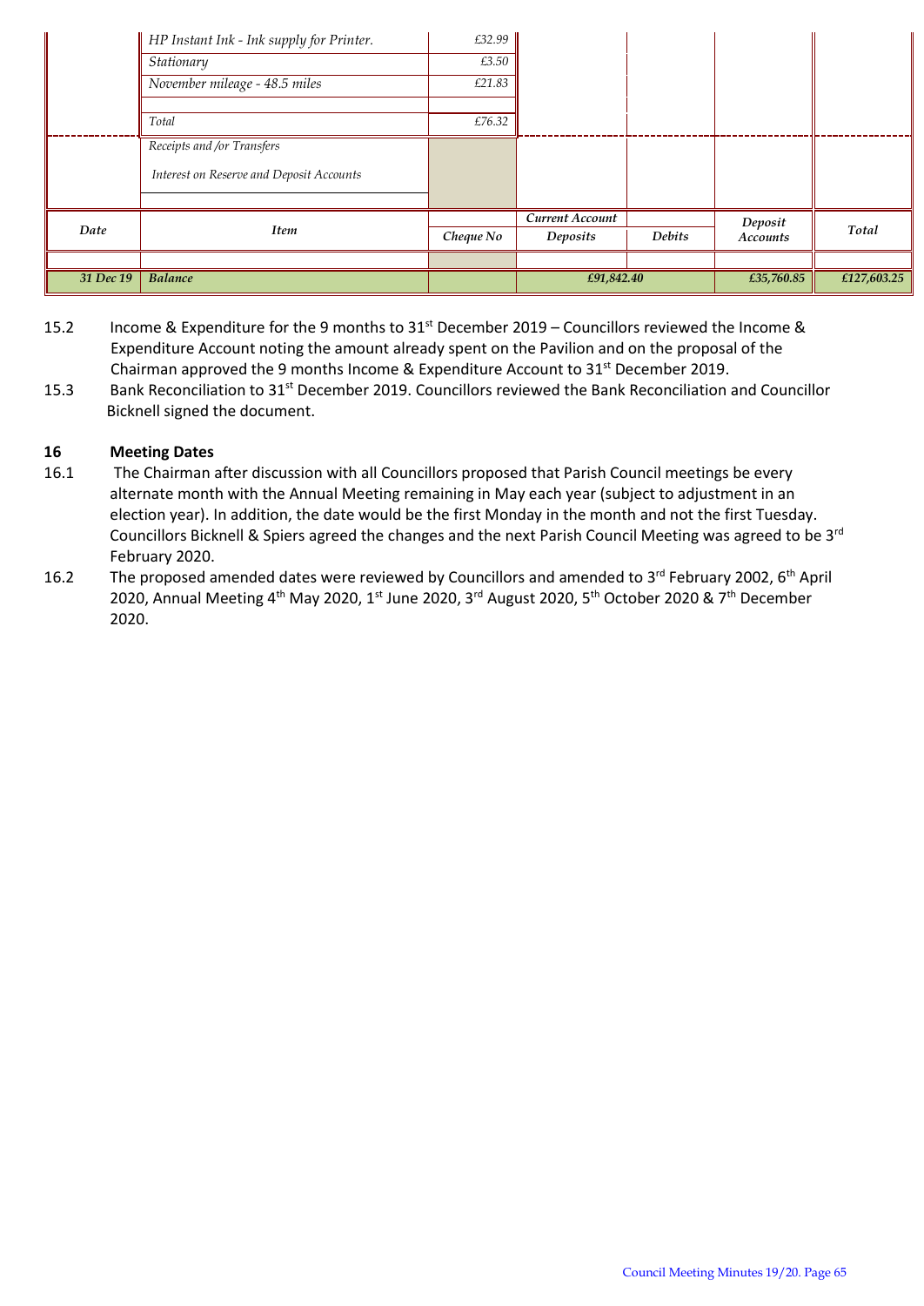| Date | Item | Cheque No | Current Account Deposits | Debits | Deposit Accounts | Total |
|---|---|---|---|---|---|---|
| | *HP Instant Ink - Ink supply for Printer.* | *£32.99* | | | | |
| | *Stationary* | *£3.50* | | | | |
| | *November mileage - 48.5 miles* | *£21.83* | | | | |
| | *Total* | *£76.32* | | | | |
| | *Receipts and /or Transfers* | | | | | |
| | *Interest on Reserve and Deposit Accounts* | | | | | |
| ***31 Dec 19*** | ***Balance*** | | ***£91,842.40*** | | ***£35,760.85*** | ***£127,603.25*** |

15.2 Income & Expenditure for the 9 months to 31st December 2019 – Councillors reviewed the Income & Expenditure Account noting the amount already spent on the Pavilion and on the proposal of the Chairman approved the 9 months Income & Expenditure Account to 31st December 2019.

15.3 Bank Reconciliation to 31st December 2019. Councillors reviewed the Bank Reconciliation and Councillor Bicknell signed the document.

## 16 Meeting Dates

16.1 The Chairman after discussion with all Councillors proposed that Parish Council meetings be every alternate month with the Annual Meeting remaining in May each year (subject to adjustment in an election year). In addition, the date would be the first Monday in the month and not the first Tuesday. Councillors Bicknell & Spiers agreed the changes and the next Parish Council Meeting was agreed to be 3rd February 2020.

16.2 The proposed amended dates were reviewed by Councillors and amended to 3rd February 2002, 6th April 2020, Annual Meeting 4th May 2020, 1st June 2020, 3rd August 2020, 5th October 2020 & 7th December 2020.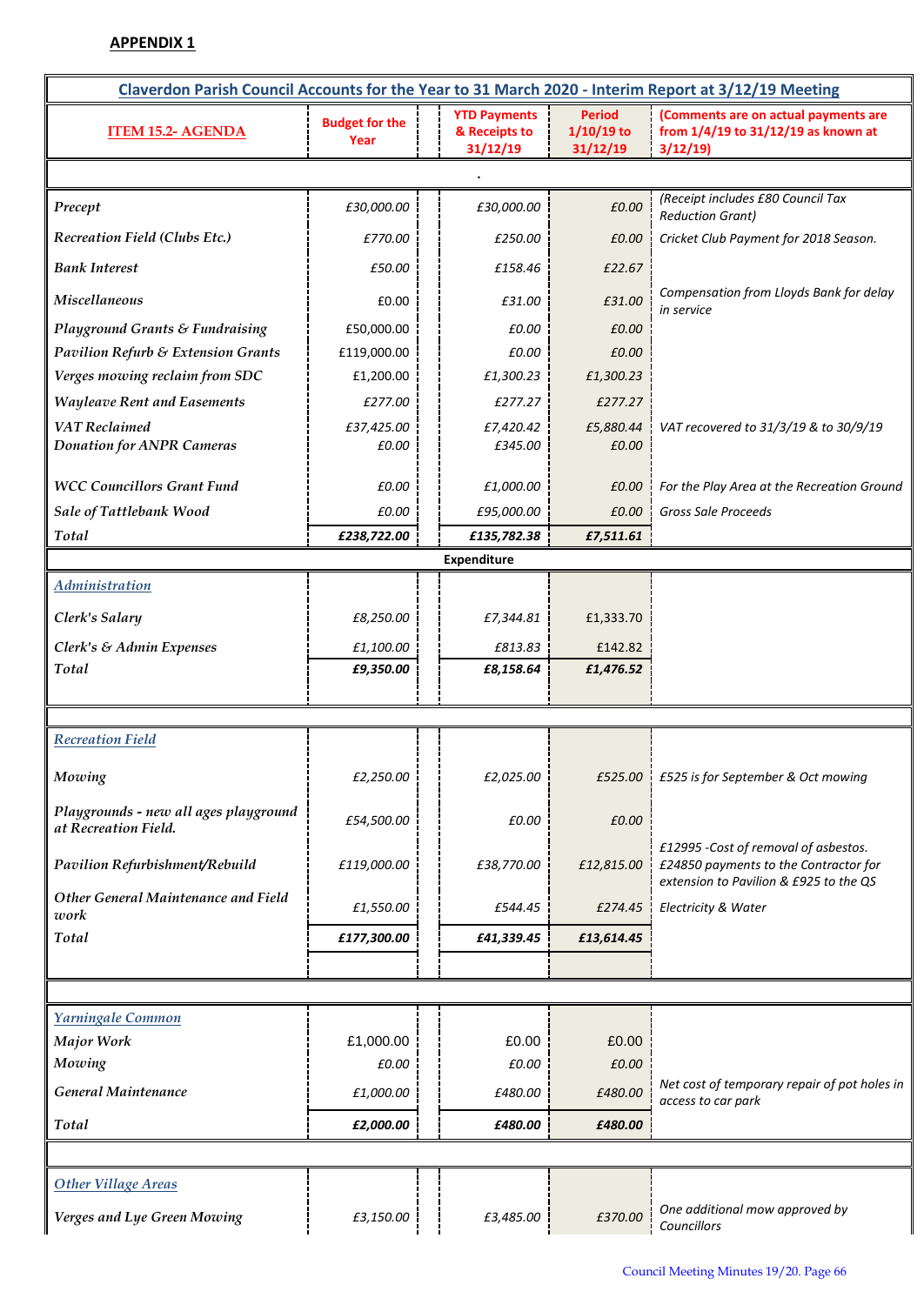**APPENDIX 1**

| Claverdon Parish Council Accounts for the Year to 31 March 2020 - Interim Report at 3/12/19 Meeting | | | | |
|---|---|---|---|---|
| **ITEM 15.2- AGENDA** | **Budget for the Year** | **YTD Payments & Receipts to 31/12/19** | **Period 1/10/19 to 31/12/19** | **(Comments are on actual payments are from 1/4/19 to 31/12/19 as known at 3/12/19)** |
| | | . | | |
| *Precept* | *£30,000.00* | *£30,000.00* | *£0.00* | *(Receipt includes £80 Council Tax Reduction Grant)* |
| *Recreation Field (Clubs Etc.)* | *£770.00* | *£250.00* | *£0.00* | *Cricket Club Payment for 2018 Season.* |
| *Bank Interest* | *£50.00* | *£158.46* | *£22.67* | |
| *Miscellaneous* | £0.00 | *£31.00* | *£31.00* | *Compensation from Lloyds Bank for delay in service* |
| *Playground Grants & Fundraising* | £50,000.00 | *£0.00* | *£0.00* | |
| *Pavilion Refurb & Extension Grants* | £119,000.00 | *£0.00* | *£0.00* | |
| *Verges mowing reclaim from SDC* | £1,200.00 | *£1,300.23* | *£1,300.23* | |
| *Wayleave Rent and Easements* | *£277.00* | *£277.27* | *£277.27* | |
| *VAT Reclaimed* | *£37,425.00* | *£7,420.42* | *£5,880.44* | *VAT recovered to 31/3/19 & to 30/9/19* |
| *Donation for ANPR Cameras* | *£0.00* | *£345.00* | *£0.00* | |
| *WCC Councillors Grant Fund* | *£0.00* | *£1,000.00* | *£0.00* | *For the Play Area at the Recreation Ground* |
| *Sale of Tattlebank Wood* | *£0.00* | *£95,000.00* | *£0.00* | *Gross Sale Proceeds* |
| *Total* | ***£238,722.00*** | ***£135,782.38*** | ***£7,511.61*** | |
| | | **Expenditure** | | |
| *Administration* | | | | |
| *Clerk's Salary* | *£8,250.00* | *£7,344.81* | £1,333.70 | |
| *Clerk's & Admin Expenses* | *£1,100.00* | *£813.83* | £142.82 | |
| *Total* | ***£9,350.00*** | ***£8,158.64*** | ***£1,476.52*** | |
| *Recreation Field* | | | | |
| *Mowing* | *£2,250.00* | *£2,025.00* | *£525.00* | *£525 is for September & Oct mowing* |
| *Playgrounds - new all ages playground at Recreation Field.* | *£54,500.00* | *£0.00* | *£0.00* | |
| *Pavilion Refurbishment/Rebuild* | *£119,000.00* | *£38,770.00* | *£12,815.00* | *£12995 -Cost of removal of asbestos. £24850 payments to the Contractor for extension to Pavilion & £925 to the QS* |
| *Other General Maintenance and Field work* | *£1,550.00* | *£544.45* | *£274.45* | *Electricity & Water* |
| *Total* | ***£177,300.00*** | ***£41,339.45*** | ***£13,614.45*** | |
| *Yarningale Common* | | | | |
| *Major Work* | £1,000.00 | £0.00 | £0.00 | |
| *Mowing* | *£0.00* | *£0.00* | *£0.00* | |
| *General Maintenance* | *£1,000.00* | *£480.00* | *£480.00* | *Net cost of temporary repair of pot holes in access to car park* |
| *Total* | ***£2,000.00*** | ***£480.00*** | ***£480.00*** | |
| *Other Village Areas* | | | | |
| *Verges and Lye Green Mowing* | *£3,150.00* | *£3,485.00* | *£370.00* | *One additional mow approved by Councillors* |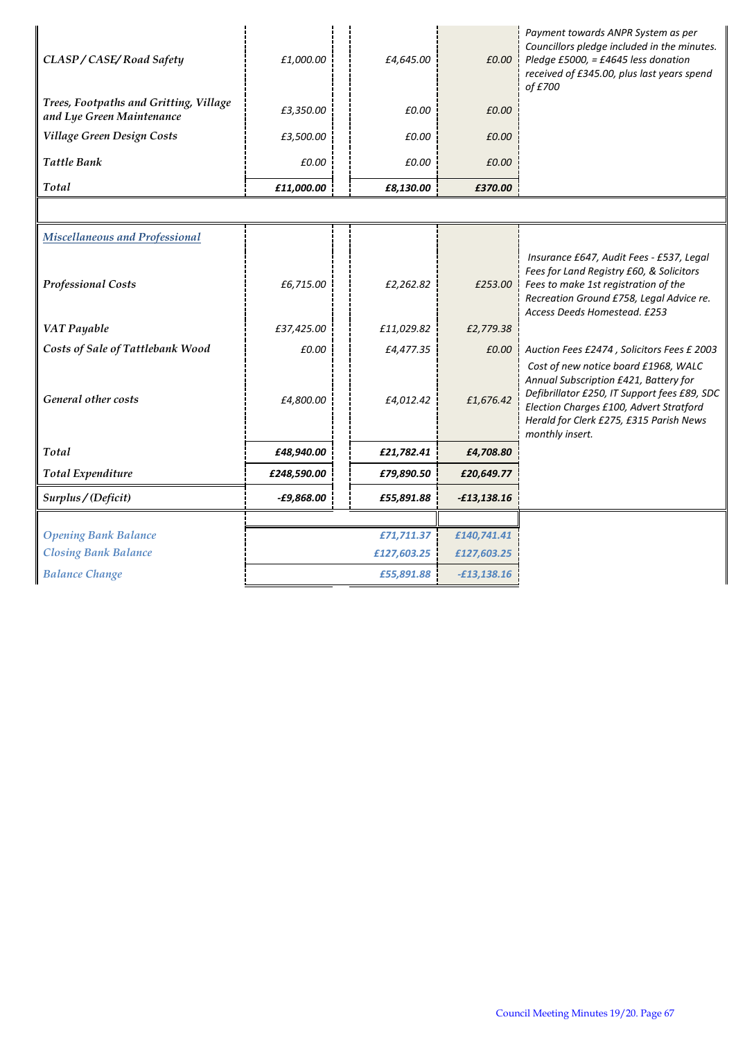| | | | | |
|---|---|---|---|---|
| *CLASP / CASE/ Road Safety* | *£1,000.00* | *£4,645.00* | *£0.00* | *Payment towards ANPR System as per Councillors pledge included in the minutes. Pledge £5000, = £4645 less donation received of £345.00, plus last years spend of £700* |
| *Trees, Footpaths and Gritting, Village and Lye Green Maintenance* | *£3,350.00* | *£0.00* | *£0.00* | |
| *Village Green Design Costs* | *£3,500.00* | *£0.00* | *£0.00* | |
| *Tattle Bank* | *£0.00* | *£0.00* | *£0.00* | |
| *Total* | ***£11,000.00*** | ***£8,130.00*** | ***£370.00*** | |
| | | | | |
| ***Miscellaneous and Professional*** | | | | |
| *Professional Costs* | *£6,715.00* | *£2,262.82* | *£253.00* | *Insurance £647, Audit Fees - £537, Legal Fees for Land Registry £60, & Solicitors Fees to make 1st registration of the Recreation Ground £758, Legal Advice re. Access Deeds Homestead. £253* |
| *VAT Payable* | *£37,425.00* | *£11,029.82* | *£2,779.38* | |
| *Costs of Sale of Tattlebank Wood* | *£0.00* | *£4,477.35* | *£0.00* | *Auction Fees £2474 , Solicitors Fees £ 2003* |
| *General other costs* | *£4,800.00* | *£4,012.42* | *£1,676.42* | *Cost of new notice board £1968, WALC Annual Subscription £421, Battery for Defibrillator £250, IT Support fees £89, SDC Election Charges £100, Advert Stratford Herald for Clerk £275, £315 Parish News monthly insert.* |
| *Total* | ***£48,940.00*** | ***£21,782.41*** | ***£4,708.80*** | |
| *Total Expenditure* | ***£248,590.00*** | ***£79,890.50*** | ***£20,649.77*** | |
| *Surplus / (Deficit)* | ***-£9,868.00*** | ***£55,891.88*** | ***-£13,138.16*** | |
| | | | | |
| *Opening Bank Balance* | | ***£71,711.37*** | ***£140,741.41*** | |
| *Closing Bank Balance* | | ***£127,603.25*** | ***£127,603.25*** | |
| *Balance Change* | | ***£55,891.88*** | ***-£13,138.16*** | |

Council Meeting Minutes 19/20. Page 67